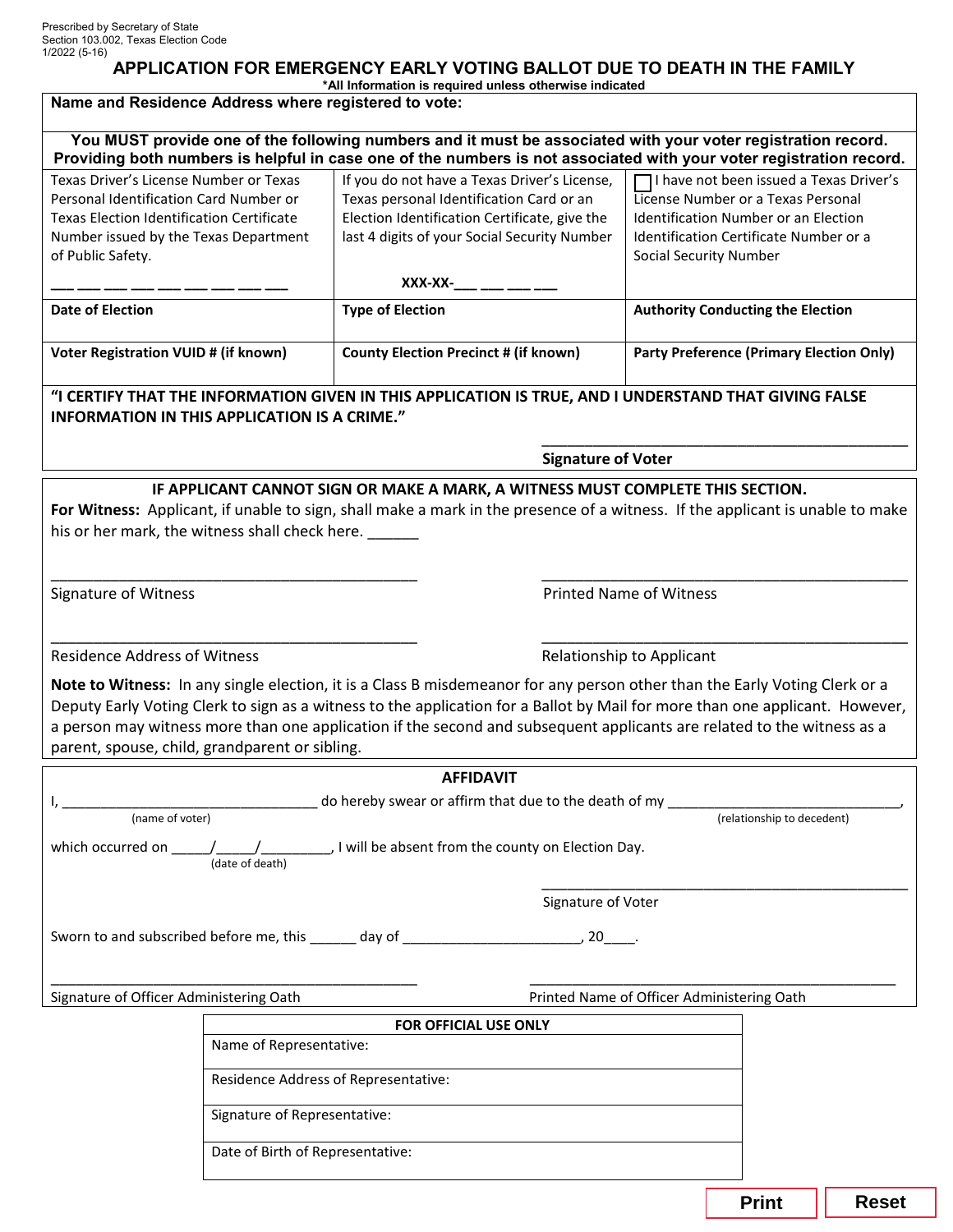Prescribed by Secretary of State
Section 103.002, Texas Election Code
1/2022 (5-16)

# APPLICATION FOR EMERGENCY EARLY VOTING BALLOT DUE TO DEATH IN THE FAMILY

***All Information is required unless otherwise indicated**

**Name and Residence Address where registered to vote:**

**You MUST provide one of the following numbers and it must be associated with your voter registration record. Providing both numbers is helpful in case one of the numbers is not associated with your voter registration record.**

| Texas Driver's License Number or Texas Personal Identification Card Number or Texas Election Identification Certificate Number issued by the Texas Department of Public Safety. ___ ___ ___ ___ ___ ___ ___ ___ ___ | If you do not have a Texas Driver's License, Texas personal Identification Card or an Election Identification Certificate, give the last 4 digits of your Social Security Number **XXX-XX-___ ___ ___ ___** | ☐ I have not been issued a Texas Driver's License Number or a Texas Personal Identification Number or an Election Identification Certificate Number or a Social Security Number |
|---|---|---|
| **Date of Election** | **Type of Election** | **Authority Conducting the Election** |
| **Voter Registration VUID # (if known)** | **County Election Precinct # (if known)** | **Party Preference (Primary Election Only)** |

**"I CERTIFY THAT THE INFORMATION GIVEN IN THIS APPLICATION IS TRUE, AND I UNDERSTAND THAT GIVING FALSE INFORMATION IN THIS APPLICATION IS A CRIME."**

_______________________________________________
**Signature of Voter**

**IF APPLICANT CANNOT SIGN OR MAKE A MARK, A WITNESS MUST COMPLETE THIS SECTION.**

**For Witness:** Applicant, if unable to sign, shall make a mark in the presence of a witness. If the applicant is unable to make his or her mark, the witness shall check here. ______

_______________________________________________
Signature of Witness

_______________________________________________
Printed Name of Witness

_______________________________________________
Residence Address of Witness

_______________________________________________
Relationship to Applicant

**Note to Witness:** In any single election, it is a Class B misdemeanor for any person other than the Early Voting Clerk or a Deputy Early Voting Clerk to sign as a witness to the application for a Ballot by Mail for more than one applicant. However, a person may witness more than one application if the second and subsequent applicants are related to the witness as a parent, spouse, child, grandparent or sibling.

**AFFIDAVIT**

I, _________________________________ do hereby swear or affirm that due to the death of my _______________________________,
(name of voter) (relationship to decedent)

which occurred on _____/_____/_________, I will be absent from the county on Election Day.
(date of death)

_______________________________________________
Signature of Voter

Sworn to and subscribed before me, this ______ day of ______________________, 20____.

_______________________________________________
Signature of Officer Administering Oath

_______________________________________________
Printed Name of Officer Administering Oath

| FOR OFFICIAL USE ONLY |
|---|
| Name of Representative: |
| Residence Address of Representative: |
| Signature of Representative: |
| Date of Birth of Representative: |

Print Reset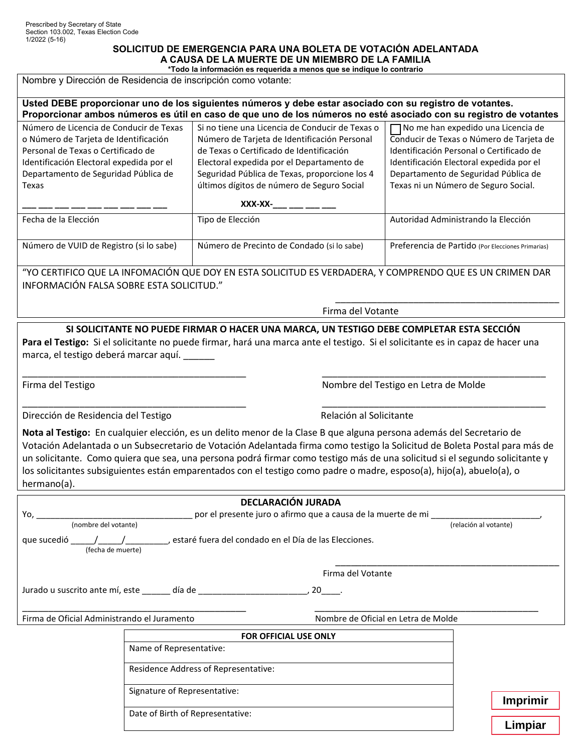Prescribed by Secretary of State
Section 103.002, Texas Election Code
1/2022 (5-16)

## SOLICITUD DE EMERGENCIA PARA UNA BOLETA DE VOTACIÓN ADELANTADA A CAUSA DE LA MUERTE DE UN MIEMBRO DE LA FAMILIA

***Todo la información es requerida a menos que se indique lo contrario**

Nombre y Dirección de Residencia de inscripción como votante:

**Usted DEBE proporcionar uno de los siguientes números y debe estar asociado con su registro de votantes. Proporcionar ambos números es útil en caso de que uno de los números no esté asociado con su registro de votantes**

| | | |
|---|---|---|
| Número de Licencia de Conducir de Texas o Número de Tarjeta de Identificación Personal de Texas o Certificado de Identificación Electoral expedida por el Departamento de Seguridad Pública de Texas<br>___ ___ ___ ___ ___ ___ ___ ___ ___ | Si no tiene una Licencia de Conducir de Texas o Número de Tarjeta de Identificación Personal de Texas o Certificado de Identificación Electoral expedida por el Departamento de Seguridad Pública de Texas, proporcione los 4 últimos dígitos de número de Seguro Social<br>XXX-XX-___ ___ ___ ___ | ☐ No me han expedido una Licencia de Conducir de Texas o Número de Tarjeta de Identificación Personal o Certificado de Identificación Electoral expedida por el Departamento de Seguridad Pública de Texas ni un Número de Seguro Social. |
| Fecha de la Elección | Tipo de Elección | Autoridad Administrando la Elección |
| Número de VUID de Registro (si lo sabe) | Número de Precinto de Condado (si lo sabe) | Preferencia de Partido (Por Elecciones Primarias) |

"YO CERTIFICO QUE LA INFOMACIÓN QUE DOY EN ESTA SOLICITUD ES VERDADERA, Y COMPRENDO QUE ES UN CRIMEN DAR INFORMACIÓN FALSA SOBRE ESTA SOLICITUD."

_____________________________________________
Firma del Votante

### SI SOLICITANTE NO PUEDE FIRMAR O HACER UNA MARCA, UN TESTIGO DEBE COMPLETAR ESTA SECCIÓN

**Para el Testigo:** Si el solicitante no puede firmar, hará una marca ante el testigo. Si el solicitante es in capaz de hacer una marca, el testigo deberá marcar aquí. ______

_____________________________________________
Firma del Testigo

_____________________________________________
Nombre del Testigo en Letra de Molde

_____________________________________________
Dirección de Residencia del Testigo

_____________________________________________
Relación al Solicitante

**Nota al Testigo:** En cualquier elección, es un delito menor de la Clase B que alguna persona además del Secretario de Votación Adelantada o un Subsecretario de Votación Adelantada firma como testigo la Solicitud de Boleta Postal para más de un solicitante. Como quiera que sea, una persona podrá firmar como testigo más de una solicitud si el segundo solicitante y los solicitantes subsiguientes están emparentados con el testigo como padre o madre, esposo(a), hijo(a), abuelo(a), o hermano(a).

### DECLARACIÓN JURADA

Yo, _________________________________ por el presente juro o afirmo que a causa de la muerte de mi _______________________,
(nombre del votante) (relación al votante)

que sucedió _____/_____/_________, estaré fuera del condado en el Día de las Elecciones.
(fecha de muerte)

_____________________________________________
Firma del Votante

Jurado u suscrito ante mí, este ______ día de _______________________, 20____.

_____________________________________________
Firma de Oficial Administrando el Juramento

_____________________________________________
Nombre de Oficial en Letra de Molde

| FOR OFFICIAL USE ONLY |
|---|
| Name of Representative: |
| Residence Address of Representative: |
| Signature of Representative: |
| Date of Birth of Representative: |

Imprimir

Limpiar